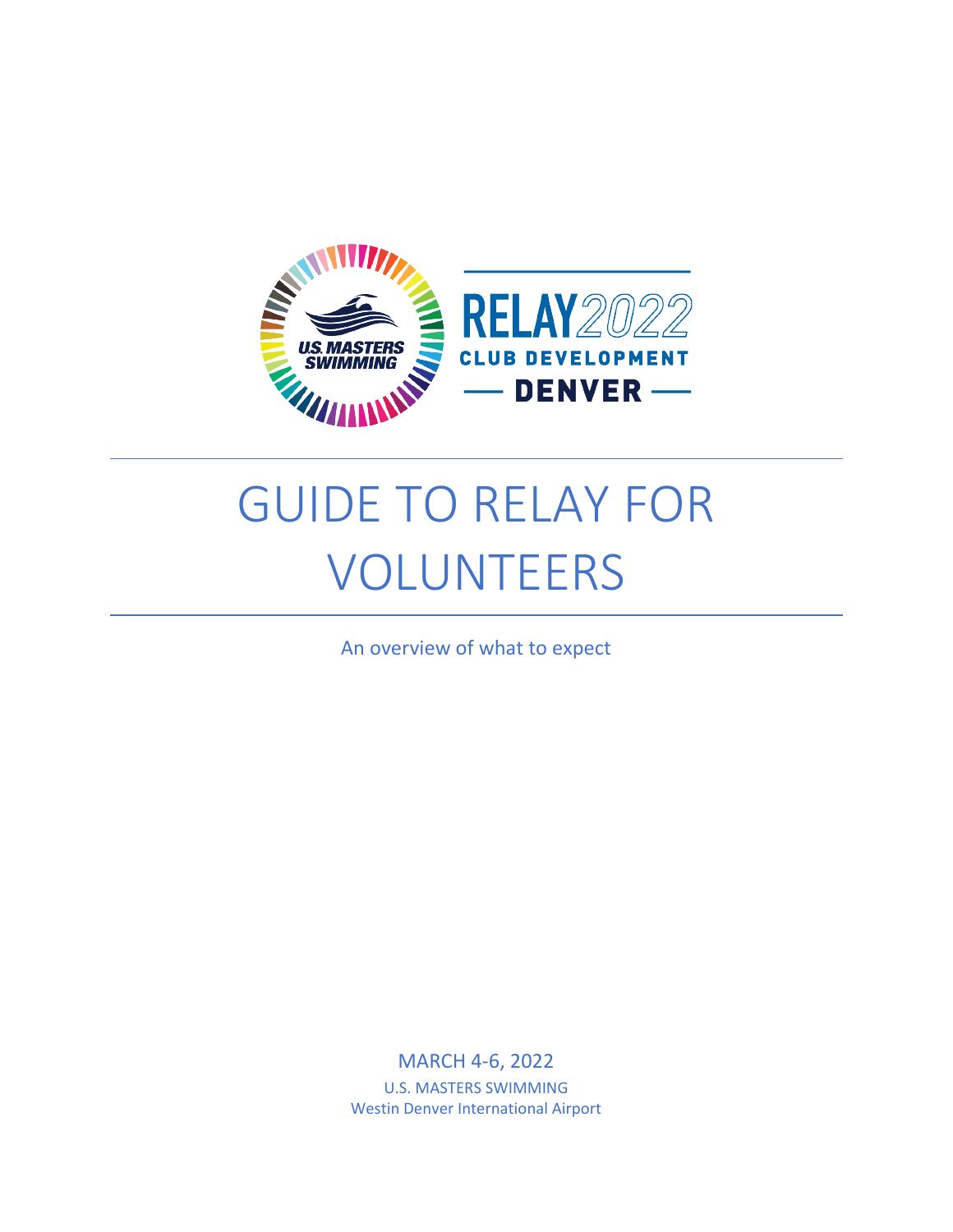U.S. MASTERS SWIMMING

RELAY2022

CLUB DEVELOPMENT

— DENVER —

# GUIDE TO RELAY FOR VOLUNTEERS

An overview of what to expect

MARCH 4-6, 2022

U.S. MASTERS SWIMMING

Westin Denver International Airport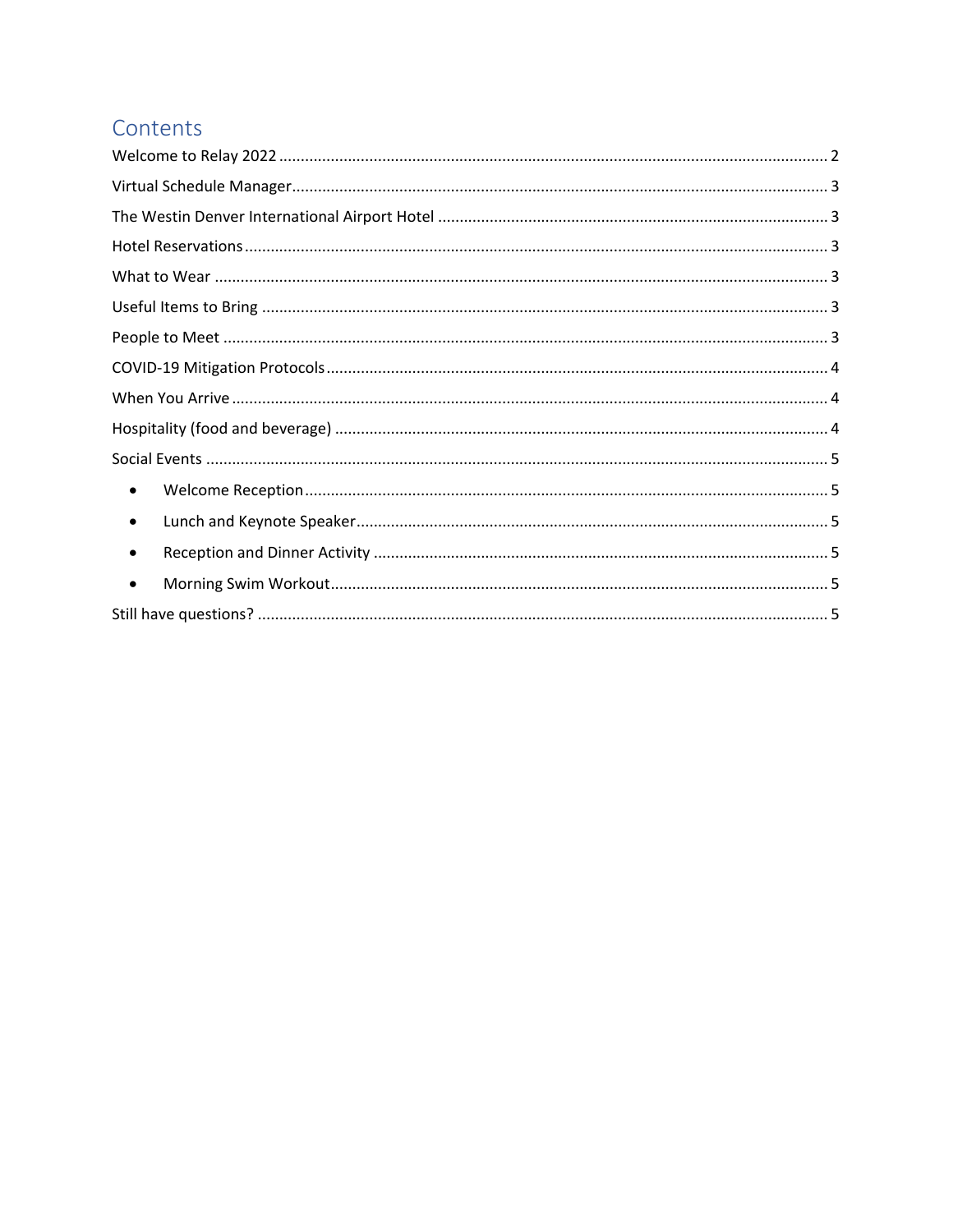# Contents

Welcome to Relay 2022 ........................................................ 2

Virtual Schedule Manager ........................................................ 3

The Westin Denver International Airport Hotel ........................................................ 3

Hotel Reservations ........................................................ 3

What to Wear ........................................................ 3

Useful Items to Bring ........................................................ 3

People to Meet ........................................................ 3

COVID-19 Mitigation Protocols ........................................................ 4

When You Arrive ........................................................ 4

Hospitality (food and beverage) ........................................................ 4

Social Events ........................................................ 5

- Welcome Reception ........................................................ 5
- Lunch and Keynote Speaker ........................................................ 5
- Reception and Dinner Activity ........................................................ 5
- Morning Swim Workout ........................................................ 5

Still have questions? ........................................................ 5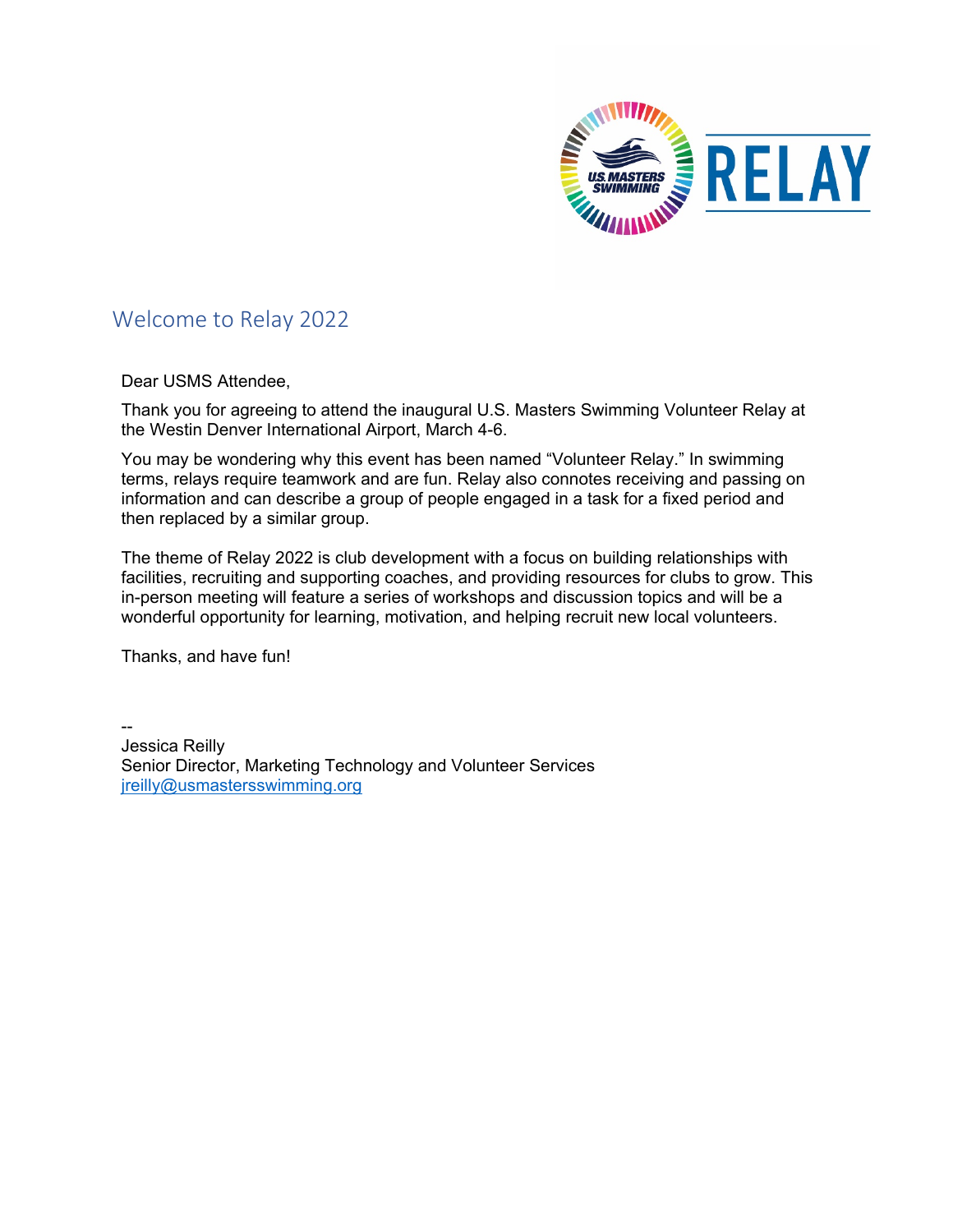## Welcome to Relay 2022

Dear USMS Attendee,

Thank you for agreeing to attend the inaugural U.S. Masters Swimming Volunteer Relay at the Westin Denver International Airport, March 4-6.

You may be wondering why this event has been named "Volunteer Relay." In swimming terms, relays require teamwork and are fun. Relay also connotes receiving and passing on information and can describe a group of people engaged in a task for a fixed period and then replaced by a similar group.

The theme of Relay 2022 is club development with a focus on building relationships with facilities, recruiting and supporting coaches, and providing resources for clubs to grow. This in-person meeting will feature a series of workshops and discussion topics and will be a wonderful opportunity for learning, motivation, and helping recruit new local volunteers.

Thanks, and have fun!

--
Jessica Reilly
Senior Director, Marketing Technology and Volunteer Services
jreilly@usmastersswimming.org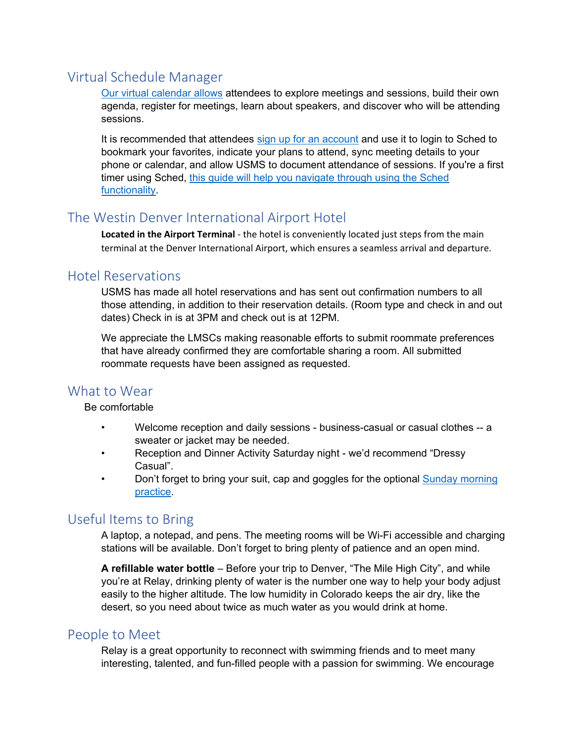## Virtual Schedule Manager

[Our virtual calendar allows] attendees to explore meetings and sessions, build their own agenda, register for meetings, learn about speakers, and discover who will be attending sessions.

It is recommended that attendees [sign up for an account] and use it to login to Sched to bookmark your favorites, indicate your plans to attend, sync meeting details to your phone or calendar, and allow USMS to document attendance of sessions. If you're a first timer using Sched, [this guide will help you navigate through using the Sched functionality].

## The Westin Denver International Airport Hotel

**Located in the Airport Terminal** - the hotel is conveniently located just steps from the main terminal at the Denver International Airport, which ensures a seamless arrival and departure.

## Hotel Reservations

USMS has made all hotel reservations and has sent out confirmation numbers to all those attending, in addition to their reservation details. (Room type and check in and out dates) Check in is at 3PM and check out is at 12PM.

We appreciate the LMSCs making reasonable efforts to submit roommate preferences that have already confirmed they are comfortable sharing a room. All submitted roommate requests have been assigned as requested.

## What to Wear

Be comfortable

- Welcome reception and daily sessions - business-casual or casual clothes -- a sweater or jacket may be needed.
- Reception and Dinner Activity Saturday night - we'd recommend "Dressy Casual".
- Don't forget to bring your suit, cap and goggles for the optional [Sunday morning practice].

## Useful Items to Bring

A laptop, a notepad, and pens. The meeting rooms will be Wi-Fi accessible and charging stations will be available. Don't forget to bring plenty of patience and an open mind.

**A refillable water bottle** – Before your trip to Denver, "The Mile High City", and while you're at Relay, drinking plenty of water is the number one way to help your body adjust easily to the higher altitude. The low humidity in Colorado keeps the air dry, like the desert, so you need about twice as much water as you would drink at home.

## People to Meet

Relay is a great opportunity to reconnect with swimming friends and to meet many interesting, talented, and fun-filled people with a passion for swimming. We encourage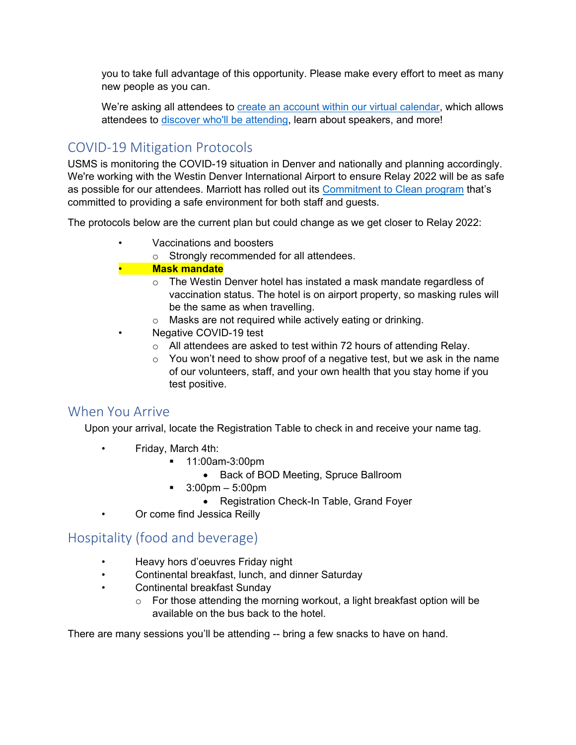you to take full advantage of this opportunity. Please make every effort to meet as many new people as you can.

We're asking all attendees to [create an account within our virtual calendar](), which allows attendees to [discover who'll be attending](), learn about speakers, and more!

## COVID-19 Mitigation Protocols

USMS is monitoring the COVID-19 situation in Denver and nationally and planning accordingly. We're working with the Westin Denver International Airport to ensure Relay 2022 will be as safe as possible for our attendees. Marriott has rolled out its [Commitment to Clean program]() that's committed to providing a safe environment for both staff and guests.

The protocols below are the current plan but could change as we get closer to Relay 2022:

- Vaccinations and boosters
  - Strongly recommended for all attendees.
- **Mask mandate**
  - The Westin Denver hotel has instated a mask mandate regardless of vaccination status. The hotel is on airport property, so masking rules will be the same as when travelling.
  - Masks are not required while actively eating or drinking.
- Negative COVID-19 test
  - All attendees are asked to test within 72 hours of attending Relay.
  - You won't need to show proof of a negative test, but we ask in the name of our volunteers, staff, and your own health that you stay home if you test positive.

## When You Arrive

Upon your arrival, locate the Registration Table to check in and receive your name tag.

- Friday, March 4th:
  - 11:00am-3:00pm
    - Back of BOD Meeting, Spruce Ballroom
  - 3:00pm – 5:00pm
    - Registration Check-In Table, Grand Foyer
- Or come find Jessica Reilly

## Hospitality (food and beverage)

- Heavy hors d'oeuvres Friday night
- Continental breakfast, lunch, and dinner Saturday
- Continental breakfast Sunday
  - For those attending the morning workout, a light breakfast option will be available on the bus back to the hotel.

There are many sessions you'll be attending -- bring a few snacks to have on hand.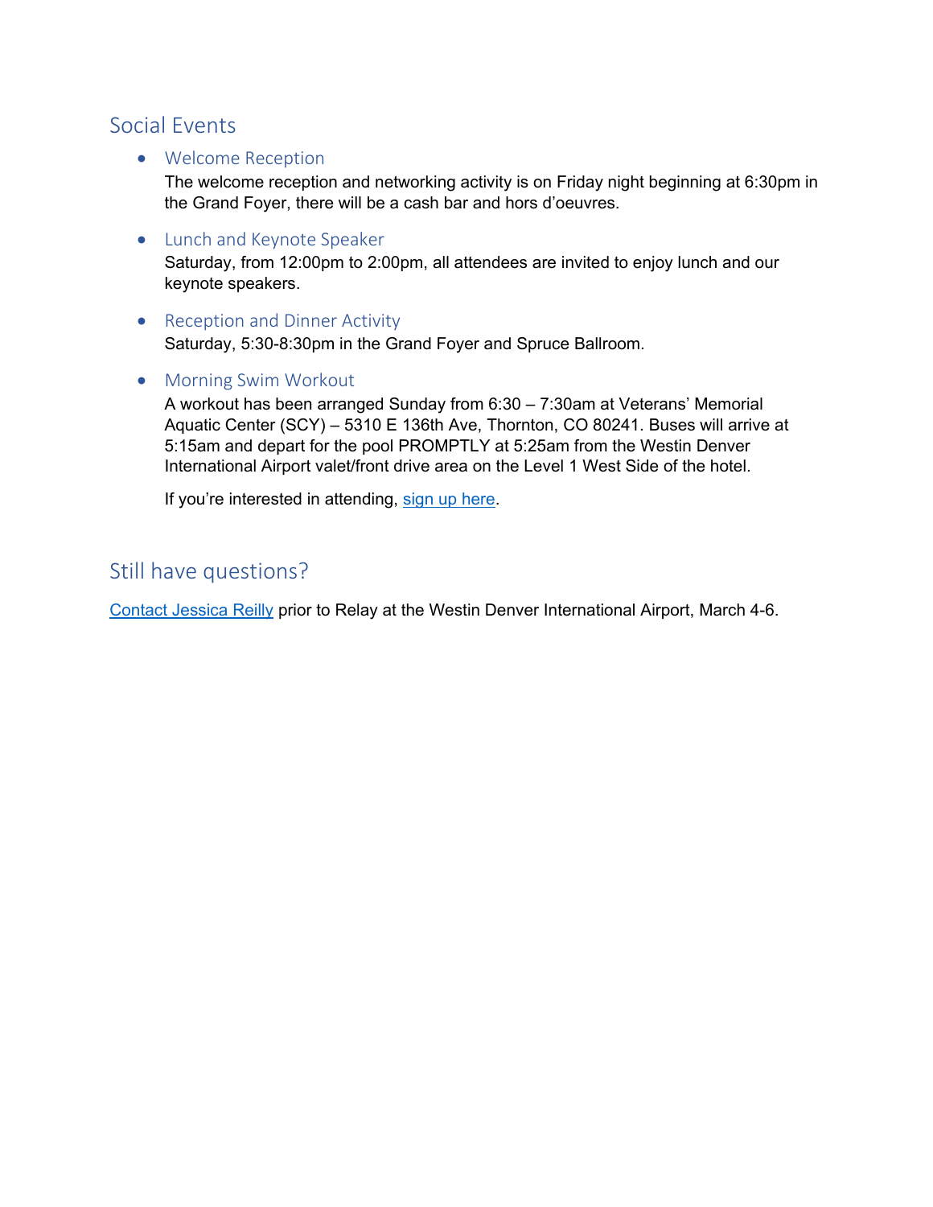## Social Events

- ### Welcome Reception

  The welcome reception and networking activity is on Friday night beginning at 6:30pm in the Grand Foyer, there will be a cash bar and hors d'oeuvres.

- ### Lunch and Keynote Speaker

  Saturday, from 12:00pm to 2:00pm, all attendees are invited to enjoy lunch and our keynote speakers.

- ### Reception and Dinner Activity

  Saturday, 5:30-8:30pm in the Grand Foyer and Spruce Ballroom.

- ### Morning Swim Workout

  A workout has been arranged Sunday from 6:30 – 7:30am at Veterans' Memorial Aquatic Center (SCY) – 5310 E 136th Ave, Thornton, CO 80241. Buses will arrive at 5:15am and depart for the pool PROMPTLY at 5:25am from the Westin Denver International Airport valet/front drive area on the Level 1 West Side of the hotel.

  If you're interested in attending, sign up here.

## Still have questions?

Contact Jessica Reilly prior to Relay at the Westin Denver International Airport, March 4-6.